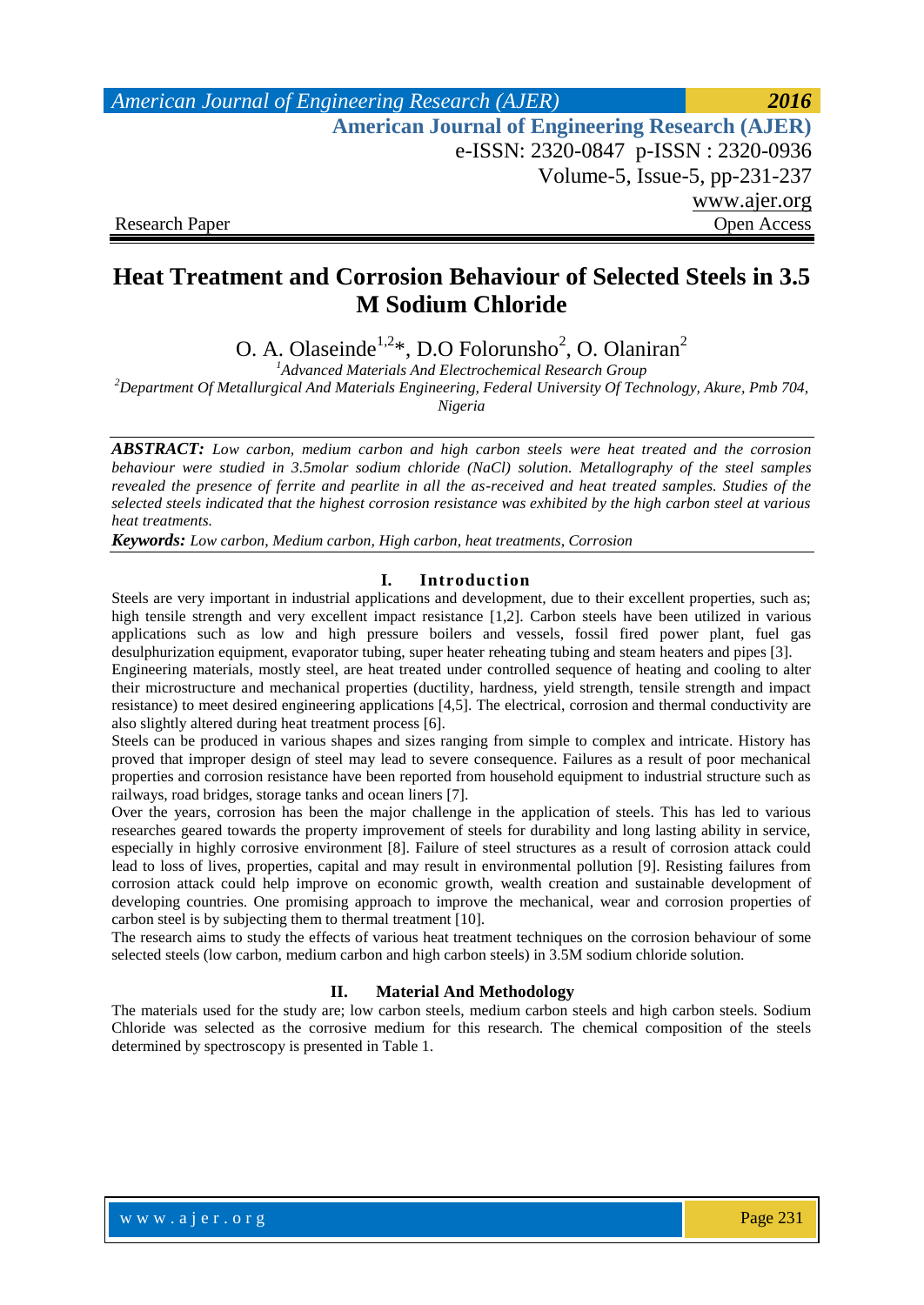Research Paper | Open Access

# Heat Treatment and Corrosion Behaviour of Selected Steels in 3.5 M Sodium Chloride

O. A. Olaseinde[1,2]*, D.O Folorunsho[2], O. Olaniran[2]

[1]Advanced Materials And Electrochemical Research Group

[2]Department Of Metallurgical And Materials Engineering, Federal University Of Technology, Akure, Pmb 704, Nigeria

***ABSTRACT:*** *Low carbon, medium carbon and high carbon steels were heat treated and the corrosion behaviour were studied in 3.5molar sodium chloride (NaCl) solution. Metallography of the steel samples revealed the presence of ferrite and pearlite in all the as-received and heat treated samples. Studies of the selected steels indicated that the highest corrosion resistance was exhibited by the high carbon steel at various heat treatments.*

***Keywords:*** *Low carbon, Medium carbon, High carbon, heat treatments, Corrosion*

## I. Introduction

Steels are very important in industrial applications and development, due to their excellent properties, such as; high tensile strength and very excellent impact resistance [1,2]. Carbon steels have been utilized in various applications such as low and high pressure boilers and vessels, fossil fired power plant, fuel gas desulphurization equipment, evaporator tubing, super heater reheating tubing and steam heaters and pipes [3].

Engineering materials, mostly steel, are heat treated under controlled sequence of heating and cooling to alter their microstructure and mechanical properties (ductility, hardness, yield strength, tensile strength and impact resistance) to meet desired engineering applications [4,5]. The electrical, corrosion and thermal conductivity are also slightly altered during heat treatment process [6].

Steels can be produced in various shapes and sizes ranging from simple to complex and intricate. History has proved that improper design of steel may lead to severe consequence. Failures as a result of poor mechanical properties and corrosion resistance have been reported from household equipment to industrial structure such as railways, road bridges, storage tanks and ocean liners [7].

Over the years, corrosion has been the major challenge in the application of steels. This has led to various researches geared towards the property improvement of steels for durability and long lasting ability in service, especially in highly corrosive environment [8]. Failure of steel structures as a result of corrosion attack could lead to loss of lives, properties, capital and may result in environmental pollution [9]. Resisting failures from corrosion attack could help improve on economic growth, wealth creation and sustainable development of developing countries. One promising approach to improve the mechanical, wear and corrosion properties of carbon steel is by subjecting them to thermal treatment [10].

The research aims to study the effects of various heat treatment techniques on the corrosion behaviour of some selected steels (low carbon, medium carbon and high carbon steels) in 3.5M sodium chloride solution.

## II. Material And Methodology

The materials used for the study are; low carbon steels, medium carbon steels and high carbon steels. Sodium Chloride was selected as the corrosive medium for this research. The chemical composition of the steels determined by spectroscopy is presented in Table 1.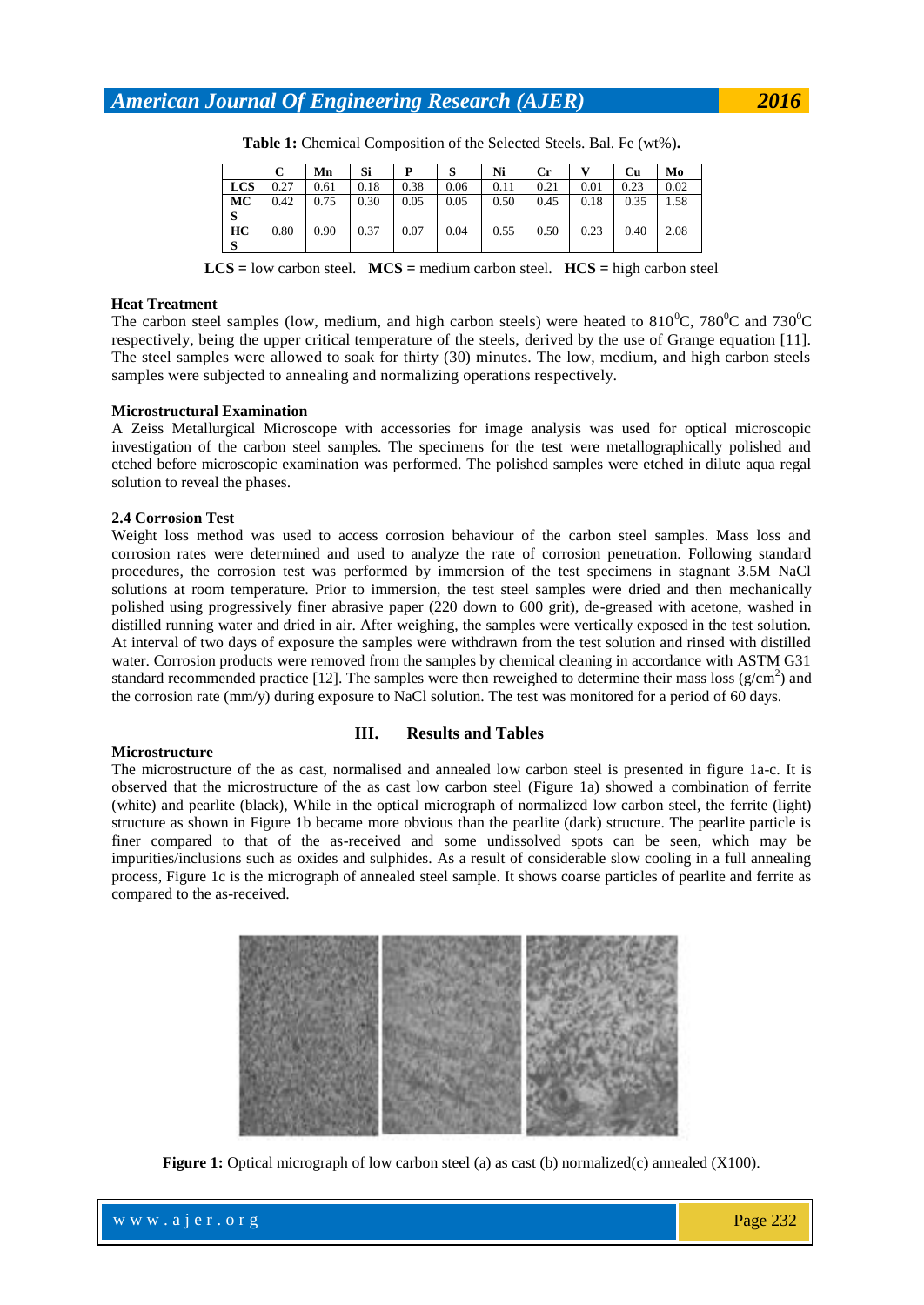**Table 1:** Chemical Composition of the Selected Steels. Bal. Fe (wt%).

| | C | Mn | Si | P | S | Ni | Cr | V | Cu | Mo |
|---|---|---|---|---|---|---|---|---|---|---|
| LCS | 0.27 | 0.61 | 0.18 | 0.38 | 0.06 | 0.11 | 0.21 | 0.01 | 0.23 | 0.02 |
| MCS | 0.42 | 0.75 | 0.30 | 0.05 | 0.05 | 0.50 | 0.45 | 0.18 | 0.35 | 1.58 |
| HCS | 0.80 | 0.90 | 0.37 | 0.07 | 0.04 | 0.55 | 0.50 | 0.23 | 0.40 | 2.08 |

**LCS =** low carbon steel. **MCS =** medium carbon steel. **HCS =** high carbon steel

**Heat Treatment**

The carbon steel samples (low, medium, and high carbon steels) were heated to 810$^0$C, 780$^0$C and 730$^0$C respectively, being the upper critical temperature of the steels, derived by the use of Grange equation [11]. The steel samples were allowed to soak for thirty (30) minutes. The low, medium, and high carbon steels samples were subjected to annealing and normalizing operations respectively.

**Microstructural Examination**

A Zeiss Metallurgical Microscope with accessories for image analysis was used for optical microscopic investigation of the carbon steel samples. The specimens for the test were metallographically polished and etched before microscopic examination was performed. The polished samples were etched in dilute aqua regal solution to reveal the phases.

**2.4 Corrosion Test**

Weight loss method was used to access corrosion behaviour of the carbon steel samples. Mass loss and corrosion rates were determined and used to analyze the rate of corrosion penetration. Following standard procedures, the corrosion test was performed by immersion of the test specimens in stagnant 3.5M NaCl solutions at room temperature. Prior to immersion, the test steel samples were dried and then mechanically polished using progressively finer abrasive paper (220 down to 600 grit), de-greased with acetone, washed in distilled running water and dried in air. After weighing, the samples were vertically exposed in the test solution. At interval of two days of exposure the samples were withdrawn from the test solution and rinsed with distilled water. Corrosion products were removed from the samples by chemical cleaning in accordance with ASTM G31 standard recommended practice [12]. The samples were then reweighed to determine their mass loss (g/cm$^2$) and the corrosion rate (mm/y) during exposure to NaCl solution. The test was monitored for a period of 60 days.

## III. Results and Tables

**Microstructure**

The microstructure of the as cast, normalised and annealed low carbon steel is presented in figure 1a-c. It is observed that the microstructure of the as cast low carbon steel (Figure 1a) showed a combination of ferrite (white) and pearlite (black), While in the optical micrograph of normalized low carbon steel, the ferrite (light) structure as shown in Figure 1b became more obvious than the pearlite (dark) structure. The pearlite particle is finer compared to that of the as-received and some undissolved spots can be seen, which may be impurities/inclusions such as oxides and sulphides. As a result of considerable slow cooling in a full annealing process, Figure 1c is the micrograph of annealed steel sample. It shows coarse particles of pearlite and ferrite as compared to the as-received.

**Figure 1:** Optical micrograph of low carbon steel (a) as cast (b) normalized(c) annealed (X100).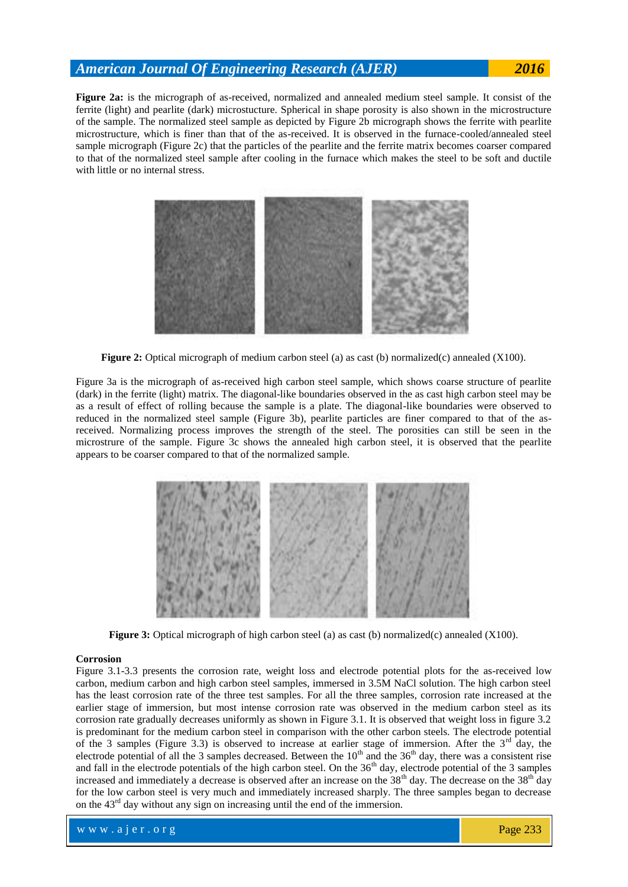**Figure 2a:** is the micrograph of as-received, normalized and annealed medium steel sample. It consist of the ferrite (light) and pearlite (dark) microstucture. Spherical in shape porosity is also shown in the microstructure of the sample. The normalized steel sample as depicted by Figure 2b micrograph shows the ferrite with pearlite microstructure, which is finer than that of the as-received. It is observed in the furnace-cooled/annealed steel sample micrograph (Figure 2c) that the particles of the pearlite and the ferrite matrix becomes coarser compared to that of the normalized steel sample after cooling in the furnace which makes the steel to be soft and ductile with little or no internal stress.

**Figure 2:** Optical micrograph of medium carbon steel (a) as cast (b) normalized(c) annealed (X100).

Figure 3a is the micrograph of as-received high carbon steel sample, which shows coarse structure of pearlite (dark) in the ferrite (light) matrix. The diagonal-like boundaries observed in the as cast high carbon steel may be as a result of effect of rolling because the sample is a plate. The diagonal-like boundaries were observed to reduced in the normalized steel sample (Figure 3b), pearlite particles are finer compared to that of the as-received. Normalizing process improves the strength of the steel. The porosities can still be seen in the microstrure of the sample. Figure 3c shows the annealed high carbon steel, it is observed that the pearlite appears to be coarser compared to that of the normalized sample.

**Figure 3:** Optical micrograph of high carbon steel (a) as cast (b) normalized(c) annealed (X100).

**Corrosion**

Figure 3.1-3.3 presents the corrosion rate, weight loss and electrode potential plots for the as-received low carbon, medium carbon and high carbon steel samples, immersed in 3.5M NaCl solution. The high carbon steel has the least corrosion rate of the three test samples. For all the three samples, corrosion rate increased at the earlier stage of immersion, but most intense corrosion rate was observed in the medium carbon steel as its corrosion rate gradually decreases uniformly as shown in Figure 3.1. It is observed that weight loss in figure 3.2 is predominant for the medium carbon steel in comparison with the other carbon steels. The electrode potential of the 3 samples (Figure 3.3) is observed to increase at earlier stage of immersion. After the 3rd day, the electrode potential of all the 3 samples decreased. Between the 10th and the 36th day, there was a consistent rise and fall in the electrode potentials of the high carbon steel. On the 36th day, electrode potential of the 3 samples increased and immediately a decrease is observed after an increase on the 38th day. The decrease on the 38th day for the low carbon steel is very much and immediately increased sharply. The three samples began to decrease on the 43rd day without any sign on increasing until the end of the immersion.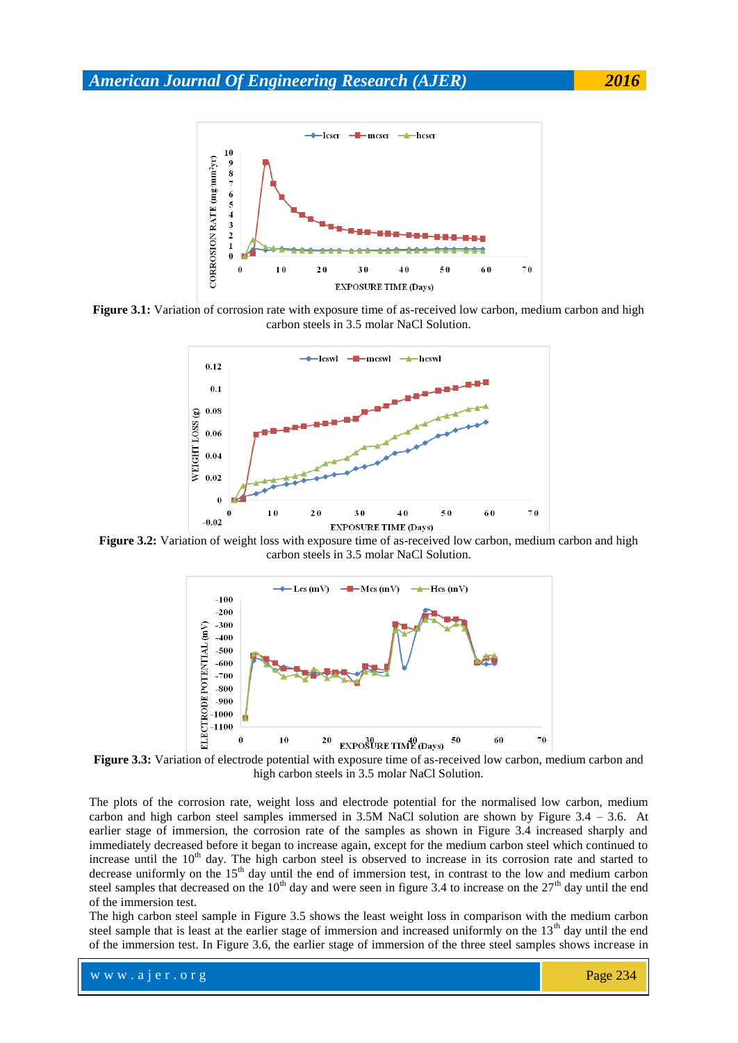**Figure 3.1:** Variation of corrosion rate with exposure time of as-received low carbon, medium carbon and high carbon steels in 3.5 molar NaCl Solution.

**Figure 3.2:** Variation of weight loss with exposure time of as-received low carbon, medium carbon and high carbon steels in 3.5 molar NaCl Solution.

**Figure 3.3:** Variation of electrode potential with exposure time of as-received low carbon, medium carbon and high carbon steels in 3.5 molar NaCl Solution.

The plots of the corrosion rate, weight loss and electrode potential for the normalised low carbon, medium carbon and high carbon steel samples immersed in 3.5M NaCl solution are shown by Figure 3.4 – 3.6. At earlier stage of immersion, the corrosion rate of the samples as shown in Figure 3.4 increased sharply and immediately decreased before it began to increase again, except for the medium carbon steel which continued to increase until the 10th day. The high carbon steel is observed to increase in its corrosion rate and started to decrease uniformly on the 15th day until the end of immersion test, in contrast to the low and medium carbon steel samples that decreased on the 10th day and were seen in figure 3.4 to increase on the 27th day until the end of the immersion test.

The high carbon steel sample in Figure 3.5 shows the least weight loss in comparison with the medium carbon steel sample that is least at the earlier stage of immersion and increased uniformly on the 13th day until the end of the immersion test. In Figure 3.6, the earlier stage of immersion of the three steel samples shows increase in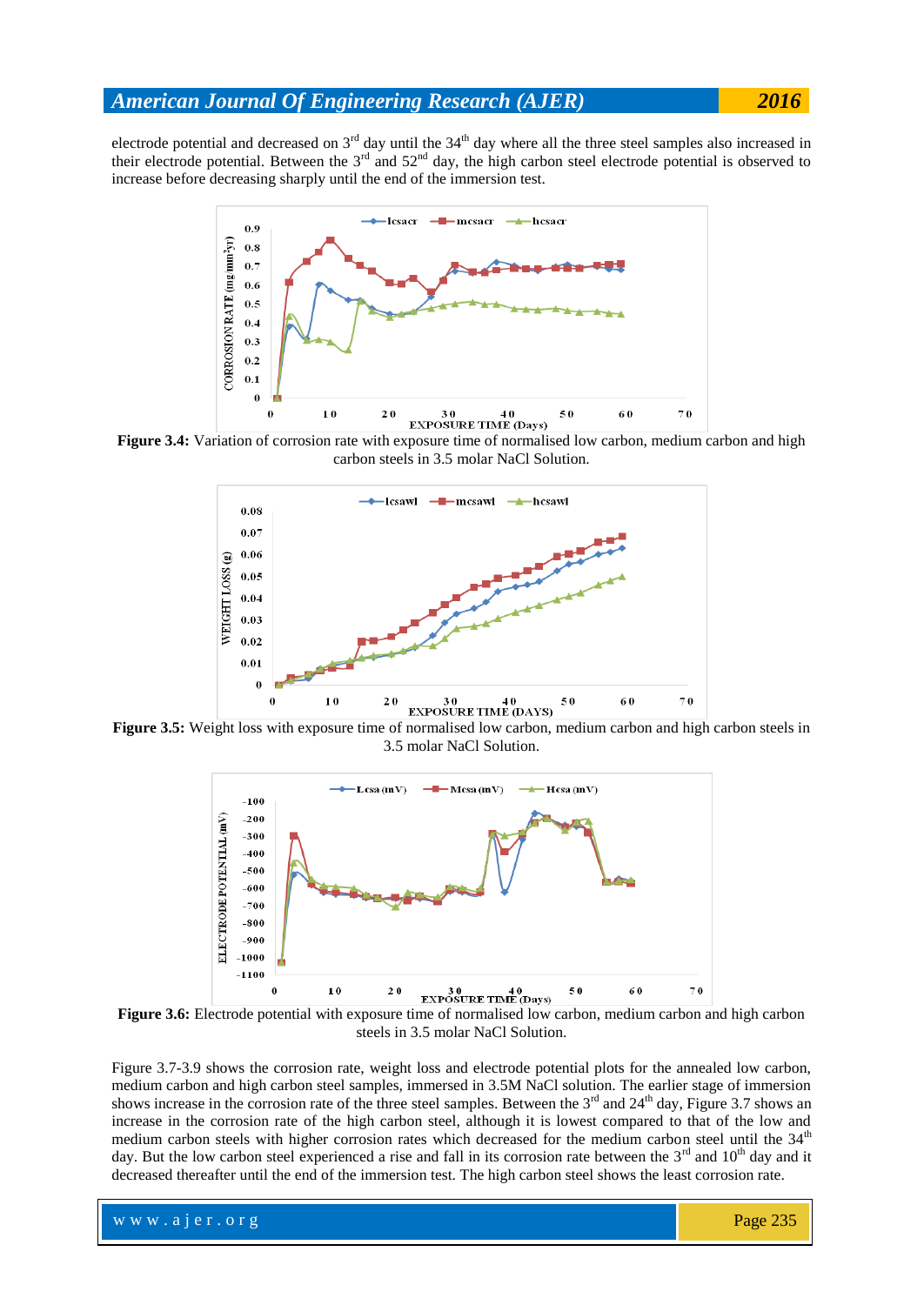electrode potential and decreased on 3rd day until the 34th day where all the three steel samples also increased in their electrode potential. Between the 3rd and 52nd day, the high carbon steel electrode potential is observed to increase before decreasing sharply until the end of the immersion test.

**Figure 3.4:** Variation of corrosion rate with exposure time of normalised low carbon, medium carbon and high carbon steels in 3.5 molar NaCl Solution.

**Figure 3.5:** Weight loss with exposure time of normalised low carbon, medium carbon and high carbon steels in 3.5 molar NaCl Solution.

**Figure 3.6:** Electrode potential with exposure time of normalised low carbon, medium carbon and high carbon steels in 3.5 molar NaCl Solution.

Figure 3.7-3.9 shows the corrosion rate, weight loss and electrode potential plots for the annealed low carbon, medium carbon and high carbon steel samples, immersed in 3.5M NaCl solution. The earlier stage of immersion shows increase in the corrosion rate of the three steel samples. Between the 3rd and 24th day, Figure 3.7 shows an increase in the corrosion rate of the high carbon steel, although it is lowest compared to that of the low and medium carbon steels with higher corrosion rates which decreased for the medium carbon steel until the 34th day. But the low carbon steel experienced a rise and fall in its corrosion rate between the 3rd and 10th day and it decreased thereafter until the end of the immersion test. The high carbon steel shows the least corrosion rate.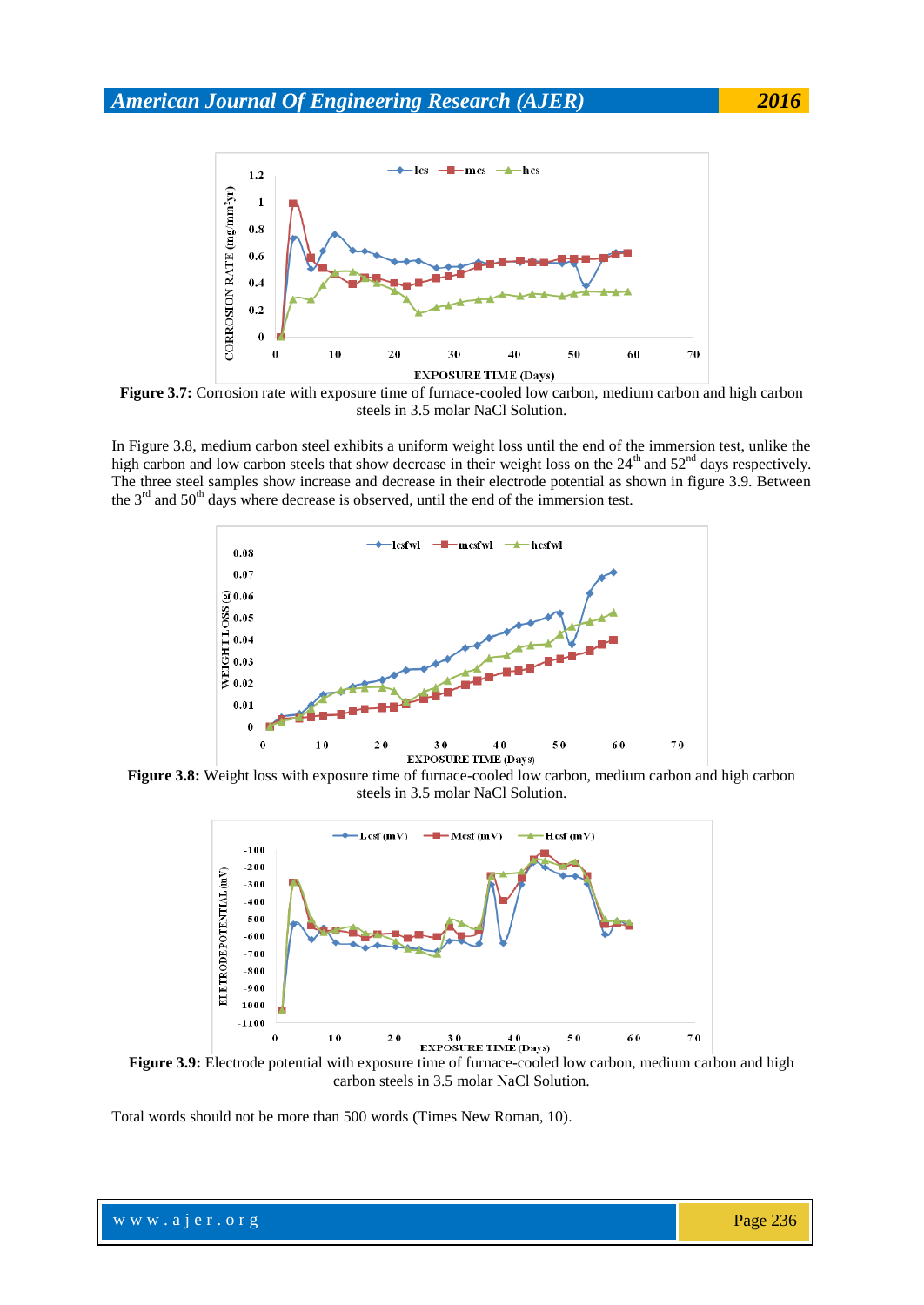**Figure 3.7:** Corrosion rate with exposure time of furnace-cooled low carbon, medium carbon and high carbon steels in 3.5 molar NaCl Solution.

In Figure 3.8, medium carbon steel exhibits a uniform weight loss until the end of the immersion test, unlike the high carbon and low carbon steels that show decrease in their weight loss on the 24th and 52nd days respectively. The three steel samples show increase and decrease in their electrode potential as shown in figure 3.9. Between the 3rd and 50th days where decrease is observed, until the end of the immersion test.

**Figure 3.8:** Weight loss with exposure time of furnace-cooled low carbon, medium carbon and high carbon steels in 3.5 molar NaCl Solution.

**Figure 3.9:** Electrode potential with exposure time of furnace-cooled low carbon, medium carbon and high carbon steels in 3.5 molar NaCl Solution.

Total words should not be more than 500 words (Times New Roman, 10).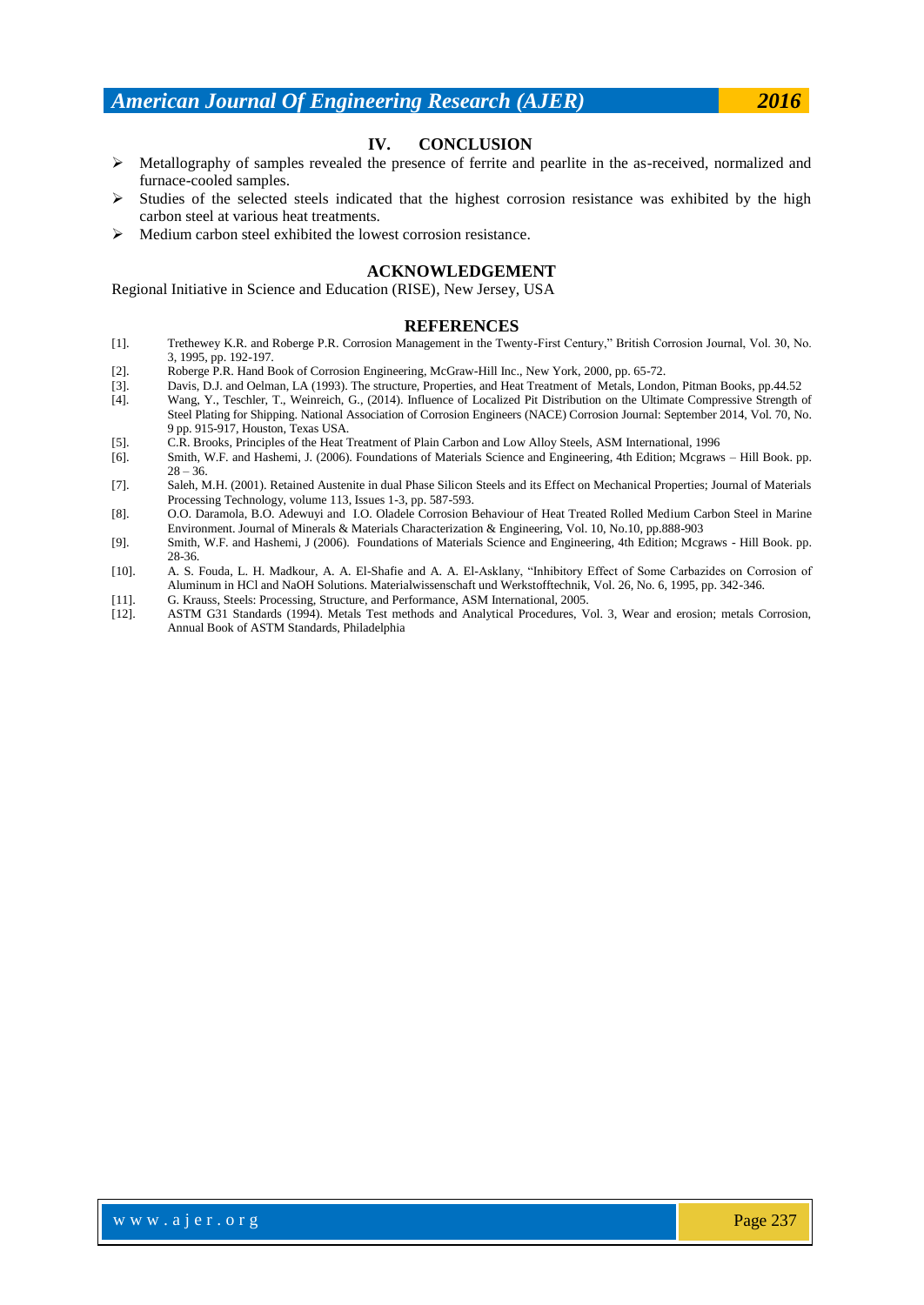## IV. CONCLUSION

- Metallography of samples revealed the presence of ferrite and pearlite in the as-received, normalized and furnace-cooled samples.
- Studies of the selected steels indicated that the highest corrosion resistance was exhibited by the high carbon steel at various heat treatments.
- Medium carbon steel exhibited the lowest corrosion resistance.

## ACKNOWLEDGEMENT

Regional Initiative in Science and Education (RISE), New Jersey, USA

## REFERENCES

[1]. Trethewey K.R. and Roberge P.R. Corrosion Management in the Twenty-First Century," British Corrosion Journal, Vol. 30, No. 3, 1995, pp. 192-197.

[2]. Roberge P.R. Hand Book of Corrosion Engineering, McGraw-Hill Inc., New York, 2000, pp. 65-72.

[3]. Davis, D.J. and Oelman, LA (1993). The structure, Properties, and Heat Treatment of Metals, London, Pitman Books, pp.44.52

[4]. Wang, Y., Teschler, T., Weinreich, G., (2014). Influence of Localized Pit Distribution on the Ultimate Compressive Strength of Steel Plating for Shipping. National Association of Corrosion Engineers (NACE) Corrosion Journal: September 2014, Vol. 70, No. 9 pp. 915-917, Houston, Texas USA.

[5]. C.R. Brooks, Principles of the Heat Treatment of Plain Carbon and Low Alloy Steels, ASM International, 1996

[6]. Smith, W.F. and Hashemi, J. (2006). Foundations of Materials Science and Engineering, 4th Edition; Mcgraws – Hill Book. pp. 28 – 36.

[7]. Saleh, M.H. (2001). Retained Austenite in dual Phase Silicon Steels and its Effect on Mechanical Properties; Journal of Materials Processing Technology, volume 113, Issues 1-3, pp. 587-593.

[8]. O.O. Daramola, B.O. Adewuyi and I.O. Oladele Corrosion Behaviour of Heat Treated Rolled Medium Carbon Steel in Marine Environment. Journal of Minerals & Materials Characterization & Engineering, Vol. 10, No.10, pp.888-903

[9]. Smith, W.F. and Hashemi, J (2006). Foundations of Materials Science and Engineering, 4th Edition; Mcgraws - Hill Book. pp. 28-36.

[10]. A. S. Fouda, L. H. Madkour, A. A. El-Shafie and A. A. El-Asklany, "Inhibitory Effect of Some Carbazides on Corrosion of Aluminum in HCl and NaOH Solutions. Materialwissenschaft und Werkstofftechnik, Vol. 26, No. 6, 1995, pp. 342-346.

[11]. G. Krauss, Steels: Processing, Structure, and Performance, ASM International, 2005.

[12]. ASTM G31 Standards (1994). Metals Test methods and Analytical Procedures, Vol. 3, Wear and erosion; metals Corrosion, Annual Book of ASTM Standards, Philadelphia